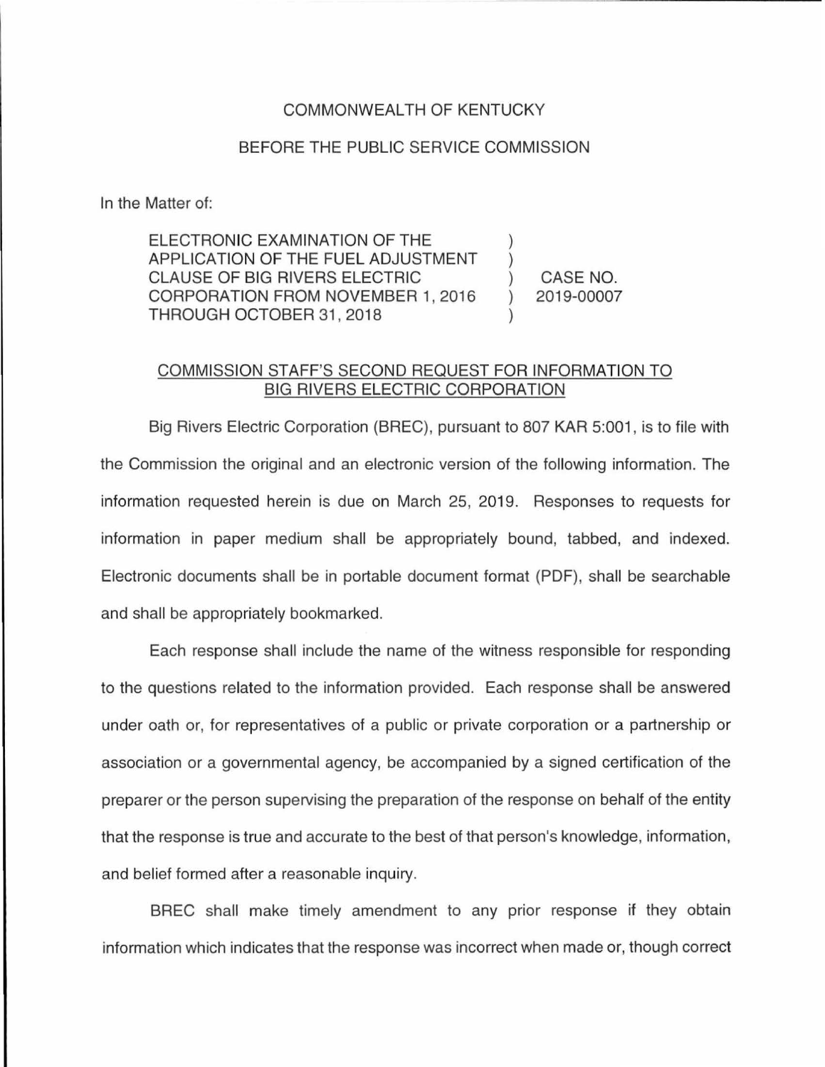COMMONWEALTH OF KENTUCKY

BEFORE THE PUBLIC SERVICE COMMISSION

In the Matter of:

| | | |
|---|---|---|
| ELECTRONIC EXAMINATION OF THE APPLICATION OF THE FUEL ADJUSTMENT CLAUSE OF BIG RIVERS ELECTRIC CORPORATION FROM NOVEMBER 1, 2016 THROUGH OCTOBER 31, 2018 | ) | CASE NO. 2019-00007 |

## COMMISSION STAFF'S SECOND REQUEST FOR INFORMATION TO BIG RIVERS ELECTRIC CORPORATION

Big Rivers Electric Corporation (BREC), pursuant to 807 KAR 5:001, is to file with the Commission the original and an electronic version of the following information. The information requested herein is due on March 25, 2019. Responses to requests for information in paper medium shall be appropriately bound, tabbed, and indexed. Electronic documents shall be in portable document format (PDF), shall be searchable and shall be appropriately bookmarked.

Each response shall include the name of the witness responsible for responding to the questions related to the information provided. Each response shall be answered under oath or, for representatives of a public or private corporation or a partnership or association or a governmental agency, be accompanied by a signed certification of the preparer or the person supervising the preparation of the response on behalf of the entity that the response is true and accurate to the best of that person's knowledge, information, and belief formed after a reasonable inquiry.

BREC shall make timely amendment to any prior response if they obtain information which indicates that the response was incorrect when made or, though correct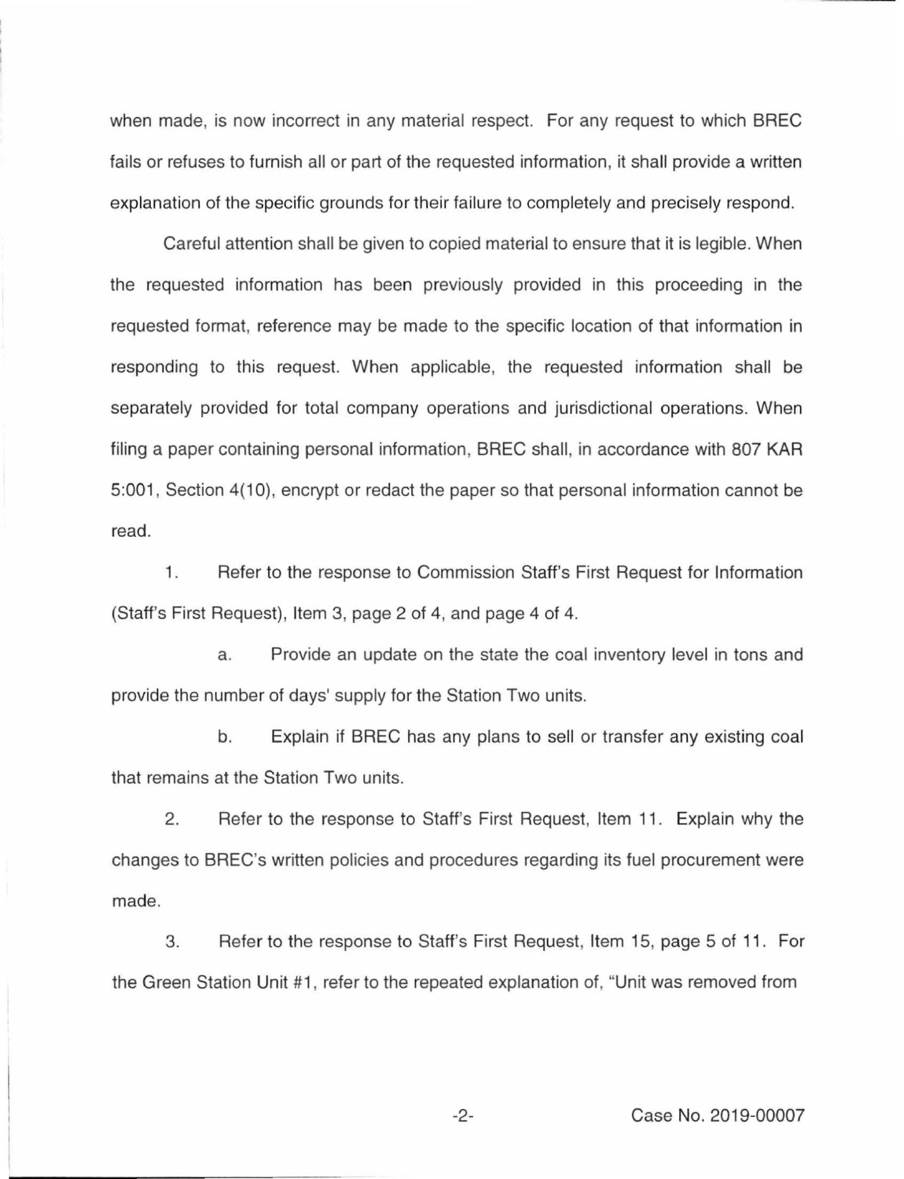when made, is now incorrect in any material respect. For any request to which BREC fails or refuses to furnish all or part of the requested information, it shall provide a written explanation of the specific grounds for their failure to completely and precisely respond.

Careful attention shall be given to copied material to ensure that it is legible. When the requested information has been previously provided in this proceeding in the requested format, reference may be made to the specific location of that information in responding to this request. When applicable, the requested information shall be separately provided for total company operations and jurisdictional operations. When filing a paper containing personal information, BREC shall, in accordance with 807 KAR 5:001, Section 4(10), encrypt or redact the paper so that personal information cannot be read.

1. Refer to the response to Commission Staff's First Request for Information (Staff's First Request), Item 3, page 2 of 4, and page 4 of 4.

   a. Provide an update on the state the coal inventory level in tons and provide the number of days' supply for the Station Two units.

   b. Explain if BREC has any plans to sell or transfer any existing coal that remains at the Station Two units.

2. Refer to the response to Staff's First Request, Item 11. Explain why the changes to BREC's written policies and procedures regarding its fuel procurement were made.

3. Refer to the response to Staff's First Request, Item 15, page 5 of 11. For the Green Station Unit #1, refer to the repeated explanation of, "Unit was removed from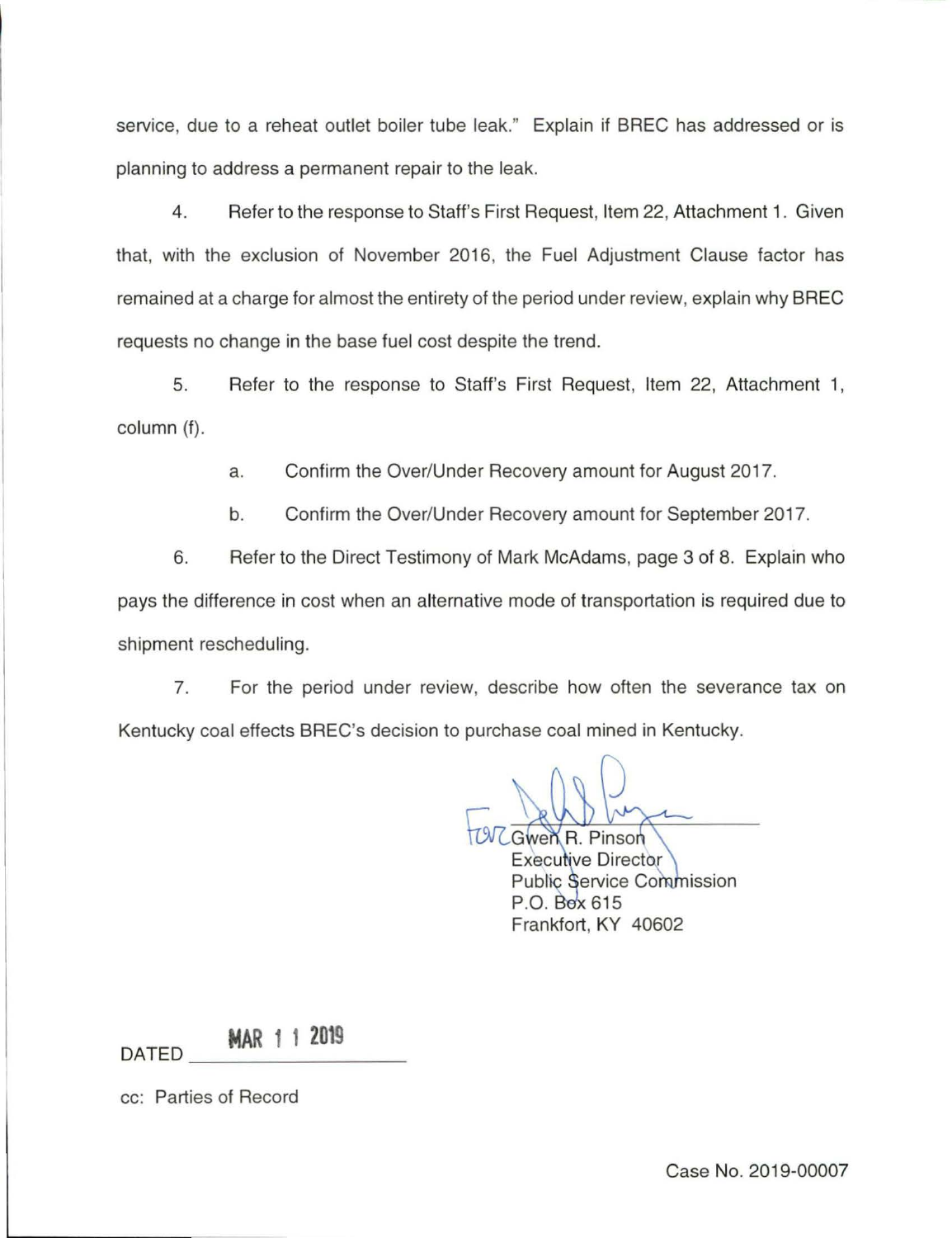service, due to a reheat outlet boiler tube leak." Explain if BREC has addressed or is planning to address a permanent repair to the leak.

4. Refer to the response to Staff's First Request, Item 22, Attachment 1. Given that, with the exclusion of November 2016, the Fuel Adjustment Clause factor has remained at a charge for almost the entirety of the period under review, explain why BREC requests no change in the base fuel cost despite the trend.

5. Refer to the response to Staff's First Request, Item 22, Attachment 1, column (f).

   a. Confirm the Over/Under Recovery amount for August 2017.

   b. Confirm the Over/Under Recovery amount for September 2017.

6. Refer to the Direct Testimony of Mark McAdams, page 3 of 8. Explain who pays the difference in cost when an alternative mode of transportation is required due to shipment rescheduling.

7. For the period under review, describe how often the severance tax on Kentucky coal effects BREC's decision to purchase coal mined in Kentucky.

For Gwen R. Pinson
Executive Director
Public Service Commission
P.O. Box 615
Frankfort, KY 40602

DATED MAR 1 1 2019

cc: Parties of Record

Case No. 2019-00007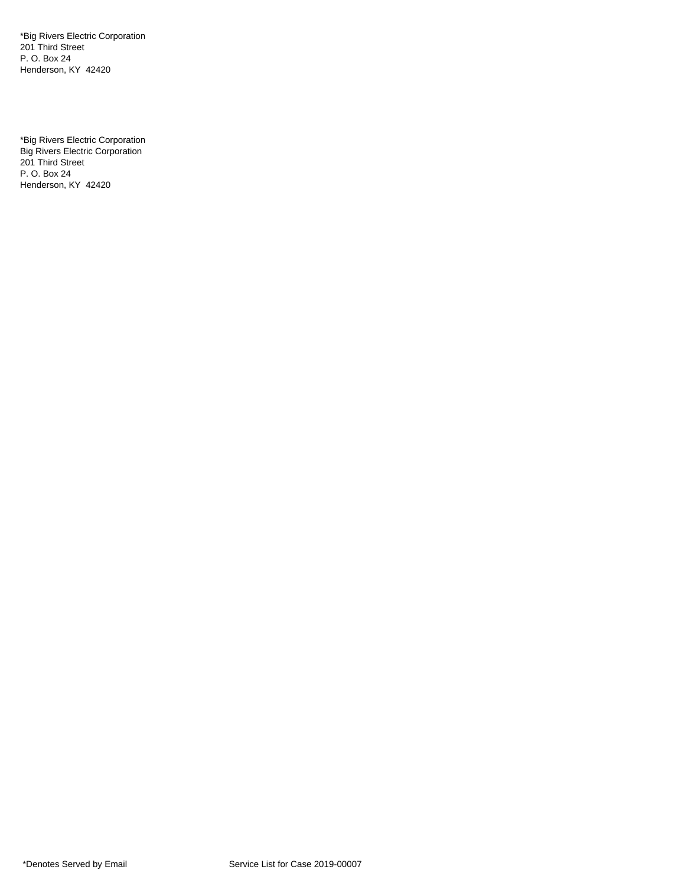*Big Rivers Electric Corporation
201 Third Street
P. O. Box 24
Henderson, KY  42420

*Big Rivers Electric Corporation
Big Rivers Electric Corporation
201 Third Street
P. O. Box 24
Henderson, KY  42420

*Denotes Served by Email

Service List for Case 2019-00007